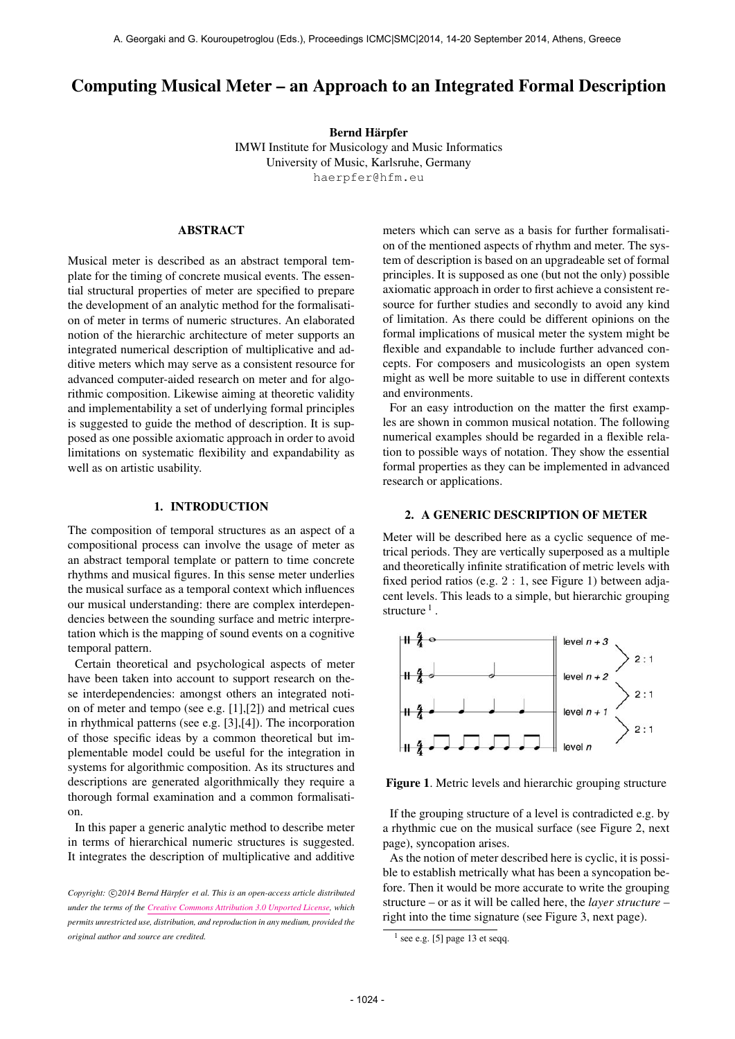# Computing Musical Meter – an Approach to an Integrated Formal Description

**Bernd Härpfer**
IMWI Institute for Musicology and Music Informatics
University of Music, Karlsruhe, Germany
haerpfer@hfm.eu

## ABSTRACT

Musical meter is described as an abstract temporal template for the timing of concrete musical events. The essential structural properties of meter are specified to prepare the development of an analytic method for the formalisation of meter in terms of numeric structures. An elaborated notion of the hierarchic architecture of meter supports an integrated numerical description of multiplicative and additive meters which may serve as a consistent resource for advanced computer-aided research on meter and for algorithmic composition. Likewise aiming at theoretic validity and implementability a set of underlying formal principles is suggested to guide the method of description. It is supposed as one possible axiomatic approach in order to avoid limitations on systematic flexibility and expandability as well as on artistic usability.

## 1. INTRODUCTION

The composition of temporal structures as an aspect of a compositional process can involve the usage of meter as an abstract temporal template or pattern to time concrete rhythms and musical figures. In this sense meter underlies the musical surface as a temporal context which influences our musical understanding: there are complex interdependencies between the sounding surface and metric interpretation which is the mapping of sound events on a cognitive temporal pattern.

Certain theoretical and psychological aspects of meter have been taken into account to support research on these interdependencies: amongst others an integrated notion of meter and tempo (see e.g. [1],[2]) and metrical cues in rhythmical patterns (see e.g. [3],[4]). The incorporation of those specific ideas by a common theoretical but implementable model could be useful for the integration in systems for algorithmic composition. As its structures and descriptions are generated algorithmically they require a thorough formal examination and a common formalisation.

In this paper a generic analytic method to describe meter in terms of hierarchical numeric structures is suggested. It integrates the description of multiplicative and additive meters which can serve as a basis for further formalisation of the mentioned aspects of rhythm and meter. The system of description is based on an upgradeable set of formal principles. It is supposed as one (but not the only) possible axiomatic approach in order to first achieve a consistent resource for further studies and secondly to avoid any kind of limitation. As there could be different opinions on the formal implications of musical meter the system might be flexible and expandable to include further advanced concepts. For composers and musicologists an open system might as well be more suitable to use in different contexts and environments.

For an easy introduction on the matter the first examples are shown in common musical notation. The following numerical examples should be regarded in a flexible relation to possible ways of notation. They show the essential formal properties as they can be implemented in advanced research or applications.

## 2. A GENERIC DESCRIPTION OF METER

Meter will be described here as a cyclic sequence of metrical periods. They are vertically superposed as a multiple and theoretically infinite stratification of metric levels with fixed period ratios (e.g. 2 : 1, see Figure 1) between adjacent levels. This leads to a simple, but hierarchic grouping structure [1].

level $n+3$ | level $n+2$ | level $n+1$ | level $n$ — 2 : 1, 2 : 1, 2 : 1

**Figure 1**. Metric levels and hierarchic grouping structure

If the grouping structure of a level is contradicted e.g. by a rhythmic cue on the musical surface (see Figure 2, next page), syncopation arises.

As the notion of meter described here is cyclic, it is possible to establish metrically what has been a syncopation before. Then it would be more accurate to write the grouping structure – or as it will be called here, the *layer structure* – right into the time signature (see Figure 3, next page).

[1] see e.g. [5] page 13 et seqq.

*Copyright: ©2014 Bernd Härpfer et al. This is an open-access article distributed under the terms of the Creative Commons Attribution 3.0 Unported License, which permits unrestricted use, distribution, and reproduction in any medium, provided the original author and source are credited.*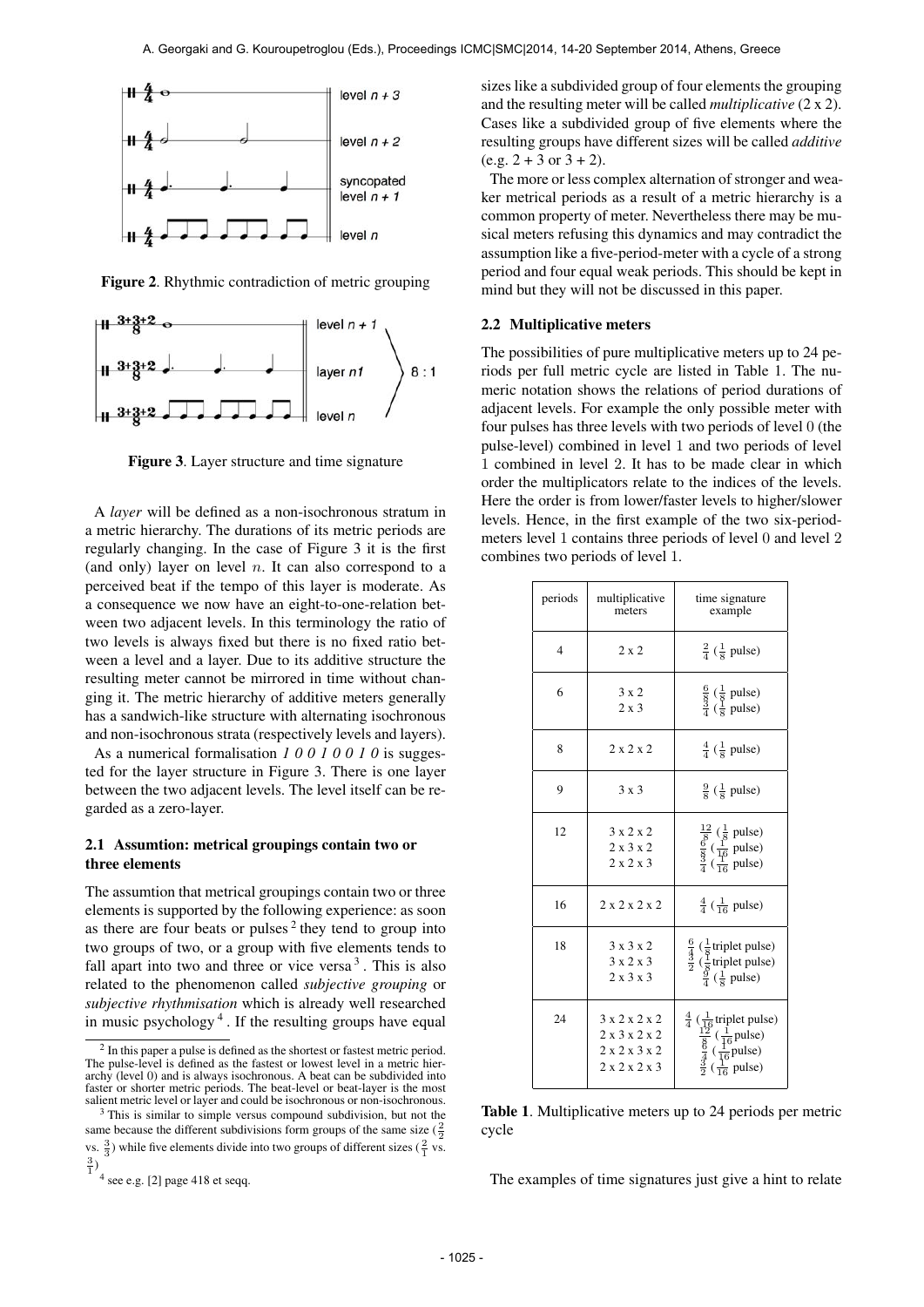Figure 2. Rhythmic contradiction of metric grouping

Figure 3. Layer structure and time signature

A *layer* will be defined as a non-isochronous stratum in a metric hierarchy. The durations of its metric periods are regularly changing. In the case of Figure 3 it is the first (and only) layer on level $n$. It can also correspond to a perceived beat if the tempo of this layer is moderate. As a consequence we now have an eight-to-one-relation between two adjacent levels. In this terminology the ratio of two levels is always fixed but there is no fixed ratio between a level and a layer. Due to its additive structure the resulting meter cannot be mirrored in time without changing it. The metric hierarchy of additive meters generally has a sandwich-like structure with alternating isochronous and non-isochronous strata (respectively levels and layers).

As a numerical formalisation *1 0 0 1 0 0 1 0* is suggested for the layer structure in Figure 3. There is one layer between the two adjacent levels. The level itself can be regarded as a zero-layer.

### 2.1 Assumtion: metrical groupings contain two or three elements

The assumtion that metrical groupings contain two or three elements is supported by the following experience: as soon as there are four beats or pulses [2] they tend to group into two groups of two, or a group with five elements tends to fall apart into two and three or vice versa [3]. This is also related to the phenomenon called *subjective grouping* or *subjective rhythmisation* which is already well researched in music psychology [4]. If the resulting groups have equal sizes like a subdivided group of four elements the grouping and the resulting meter will be called *multiplicative* (2 x 2). Cases like a subdivided group of five elements where the resulting groups have different sizes will be called *additive* (e.g. 2 + 3 or 3 + 2).

The more or less complex alternation of stronger and weaker metrical periods as a result of a metric hierarchy is a common property of meter. Nevertheless there may be musical meters refusing this dynamics and may contradict the assumption like a five-period-meter with a cycle of a strong period and four equal weak periods. This should be kept in mind but they will not be discussed in this paper.

### 2.2 Multiplicative meters

The possibilities of pure multiplicative meters up to 24 periods per full metric cycle are listed in Table 1. The numeric notation shows the relations of period durations of adjacent levels. For example the only possible meter with four pulses has three levels with two periods of level 0 (the pulse-level) combined in level 1 and two periods of level 1 combined in level 2. It has to be made clear in which order the multiplicators relate to the indices of the levels. Here the order is from lower/faster levels to higher/slower levels. Hence, in the first example of the two six-period-meters level 1 contains three periods of level 0 and level 2 combines two periods of level 1.

| periods | multiplicative meters | time signature example |
|---|---|---|
| 4 | 2 x 2 | $\frac{2}{4}$ ($\frac{1}{8}$ pulse) |
| 6 | 3 x 2<br>2 x 3 | $\frac{6}{8}$ ($\frac{1}{8}$ pulse)<br>$\frac{3}{4}$ ($\frac{1}{8}$ pulse) |
| 8 | 2 x 2 x 2 | $\frac{4}{4}$ ($\frac{1}{8}$ pulse) |
| 9 | 3 x 3 | $\frac{9}{8}$ ($\frac{1}{8}$ pulse) |
| 12 | 3 x 2 x 2<br>2 x 3 x 2<br>2 x 2 x 3 | $\frac{12}{8}$ ($\frac{1}{8}$ pulse)<br>$\frac{6}{8}$ ($\frac{1}{16}$ pulse)<br>$\frac{3}{4}$ ($\frac{1}{16}$ pulse) |
| 16 | 2 x 2 x 2 x 2 | $\frac{4}{4}$ ($\frac{1}{16}$ pulse) |
| 18 | 3 x 3 x 2<br>3 x 2 x 3<br>2 x 3 x 3 | $\frac{6}{4}$ ($\frac{1}{8}$ triplet pulse)<br>$\frac{3}{2}$ ($\frac{1}{8}$ triplet pulse)<br>$\frac{9}{4}$ ($\frac{1}{8}$ pulse) |
| 24 | 3 x 2 x 2 x 2<br>2 x 3 x 2 x 2<br>2 x 2 x 3 x 2<br>2 x 2 x 2 x 3 | $\frac{4}{4}$ ($\frac{1}{16}$ triplet pulse)<br>$\frac{12}{8}$ ($\frac{1}{16}$ pulse)<br>$\frac{6}{4}$ ($\frac{1}{16}$ pulse)<br>$\frac{3}{2}$ ($\frac{1}{16}$ pulse) |

Table 1. Multiplicative meters up to 24 periods per metric cycle

The examples of time signatures just give a hint to relate

[2] In this paper a pulse is defined as the shortest or fastest metric period. The pulse-level is defined as the fastest or lowest level in a metric hierarchy (level 0) and is always isochronous. A beat can be subdivided into faster or shorter metric periods. The beat-level or beat-layer is the most salient metric level or layer and could be isochronous or non-isochronous.

[3] This is similar to simple versus compound subdivision, but not the same because the different subdivisions form groups of the same size ($\frac{2}{2}$ vs. $\frac{3}{3}$) while five elements divide into two groups of different sizes ($\frac{2}{1}$ vs. $\frac{3}{1}$)

[4] see e.g. [2] page 418 et seqq.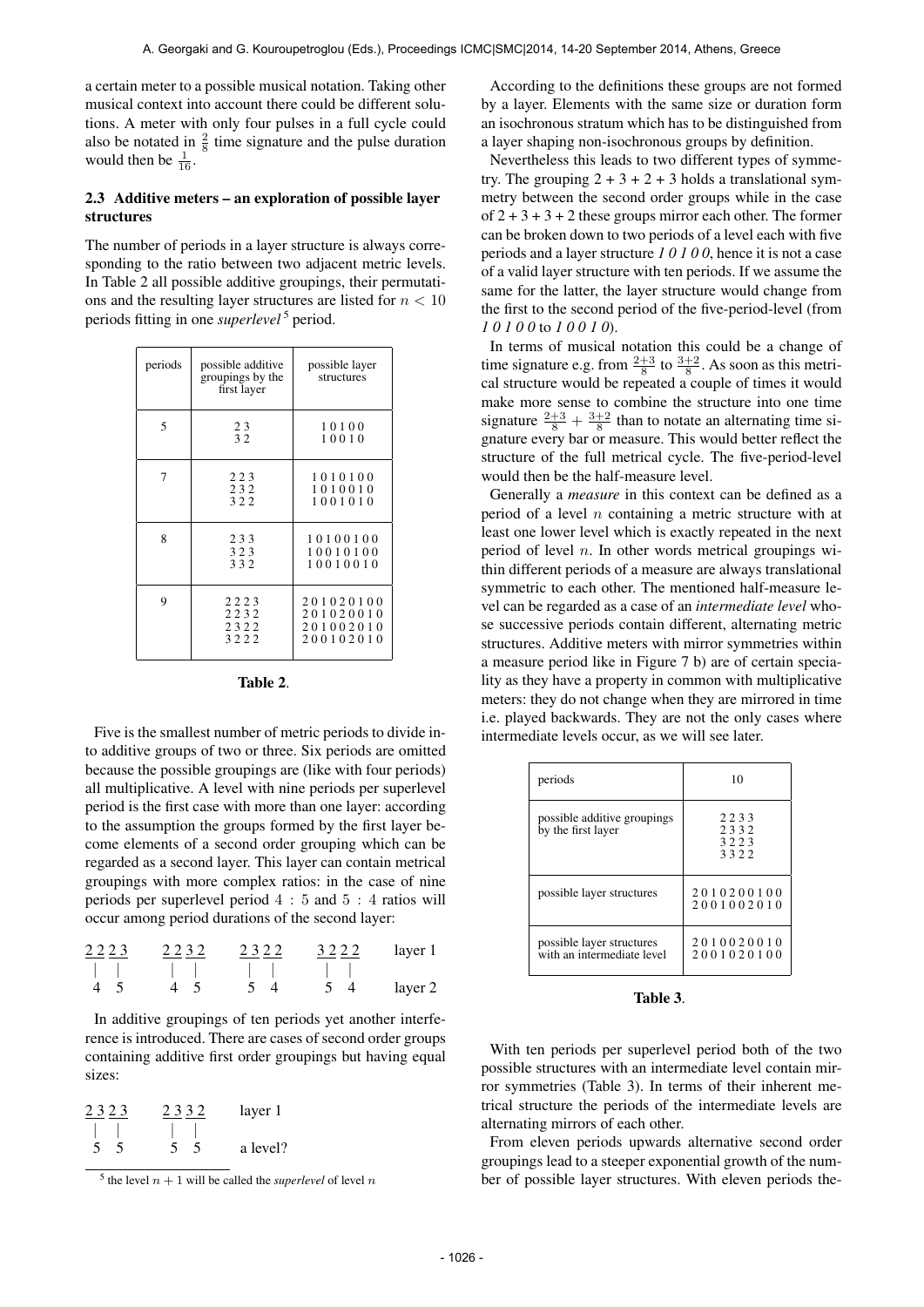a certain meter to a possible musical notation. Taking other musical context into account there could be different solutions. A meter with only four pulses in a full cycle could also be notated in $\frac{2}{8}$ time signature and the pulse duration would then be $\frac{1}{16}$.

### 2.3 Additive meters – an exploration of possible layer structures

The number of periods in a layer structure is always corresponding to the ratio between two adjacent metric levels. In Table 2 all possible additive groupings, their permutations and the resulting layer structures are listed for $n < 10$ periods fitting in one *superlevel* [5] period.

| periods | possible additive groupings by the first layer | possible layer structures |
|---|---|---|
| 5 | 2 3<br>3 2 | 1 0 1 0 0<br>1 0 0 1 0 |
| 7 | 2 2 3<br>2 3 2<br>3 2 2 | 1 0 1 0 1 0 0<br>1 0 1 0 0 1 0<br>1 0 0 1 0 1 0 |
| 8 | 2 3 3<br>3 2 3<br>3 3 2 | 1 0 1 0 0 1 0 0<br>1 0 0 1 0 1 0 0<br>1 0 0 1 0 0 1 0 |
| 9 | 2 2 2 3<br>2 2 3 2<br>2 3 2 2<br>3 2 2 2 | 2 0 1 0 2 0 1 0 0<br>2 0 1 0 2 0 0 1 0<br>2 0 1 0 0 2 0 1 0<br>2 0 0 1 0 2 0 1 0 |

**Table 2**.

Five is the smallest number of metric periods to divide into additive groups of two or three. Six periods are omitted because the possible groupings are (like with four periods) all multiplicative. A level with nine periods per superlevel period is the first case with more than one layer: according to the assumption the groups formed by the first layer become elements of a second order grouping which can be regarded as a second layer. This layer can contain metrical groupings with more complex ratios: in the case of nine periods per superlevel period $4 : 5$ and $5 : 4$ ratios will occur among period durations of the second layer:

| 2 2 2 3 | 2 2 3 2 | 2 3 2 2 | 3 2 2 2 | layer 1 |
|---|---|---|---|---|
| 4 5 | 4 5 | 5 4 | 5 4 | layer 2 |

In additive groupings of ten periods yet another interference is introduced. There are cases of second order groups containing additive first order groupings but having equal sizes:

| 2 3 2 3 | 2 3 3 2 | layer 1 |
|---|---|---|
| 5 5 | 5 5 | a level? |

According to the definitions these groups are not formed by a layer. Elements with the same size or duration form an isochronous stratum which has to be distinguished from a layer shaping non-isochronous groups by definition.

Nevertheless this leads to two different types of symmetry. The grouping 2 + 3 + 2 + 3 holds a translational symmetry between the second order groups while in the case of 2 + 3 + 3 + 2 these groups mirror each other. The former can be broken down to two periods of a level each with five periods and a layer structure *1 0 1 0 0*, hence it is not a case of a valid layer structure with ten periods. If we assume the same for the latter, the layer structure would change from the first to the second period of the five-period-level (from *1 0 1 0 0* to *1 0 0 1 0*).

In terms of musical notation this could be a change of time signature e.g. from $\frac{2+3}{8}$ to $\frac{3+2}{8}$. As soon as this metrical structure would be repeated a couple of times it would make more sense to combine the structure into one time signature $\frac{2+3}{8} + \frac{3+2}{8}$ than to notate an alternating time signature every bar or measure. This would better reflect the structure of the full metrical cycle. The five-period-level would then be the half-measure level.

Generally a *measure* in this context can be defined as a period of a level $n$ containing a metric structure with at least one lower level which is exactly repeated in the next period of level $n$. In other words metrical groupings within different periods of a measure are always translational symmetric to each other. The mentioned half-measure level can be regarded as a case of an *intermediate level* whose successive periods contain different, alternating metric structures. Additive meters with mirror symmetries within a measure period like in Figure 7 b) are of certain speciality as they have a property in common with multiplicative meters: they do not change when they are mirrored in time i.e. played backwards. They are not the only cases where intermediate levels occur, as we will see later.

| periods | 10 |
|---|---|
| possible additive groupings by the first layer | 2 2 3 3<br>2 3 3 2<br>3 2 2 3<br>3 3 2 2 |
| possible layer structures | 2 0 1 0 2 0 0 1 0 0<br>2 0 0 1 0 0 2 0 1 0 |
| possible layer structures with an intermediate level | 2 0 1 0 0 2 0 0 1 0<br>2 0 0 1 0 2 0 1 0 0 |

**Table 3**.

With ten periods per superlevel period both of the two possible structures with an intermediate level contain mirror symmetries (Table 3). In terms of their inherent metrical structure the periods of the intermediate levels are alternating mirrors of each other.

From eleven periods upwards alternative second order groupings lead to a steeper exponential growth of the number of possible layer structures. With eleven periods the-

[5] the level $n + 1$ will be called the *superlevel* of level $n$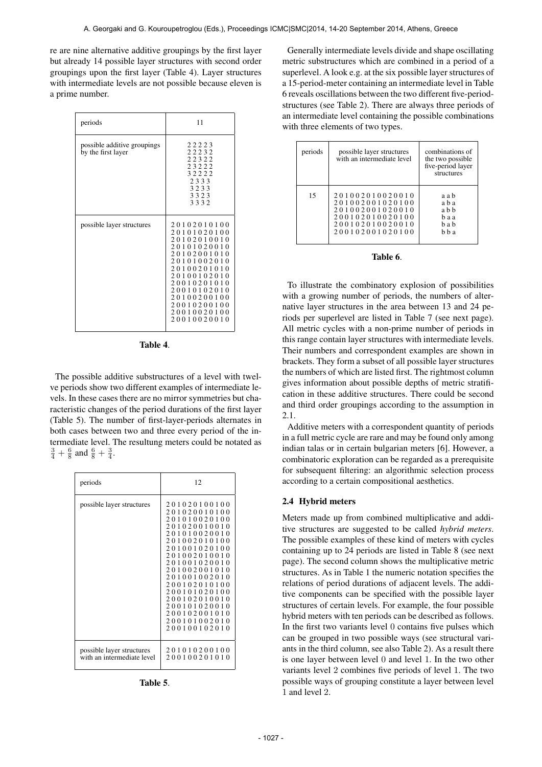re are nine alternative additive groupings by the first layer but already 14 possible layer structures with second order groupings upon the first layer (Table 4). Layer structures with intermediate levels are not possible because eleven is a prime number.

| periods | 11 |
|---|---|
| possible additive groupings by the first layer | 2 2 2 2 3<br>2 2 2 3 2<br>2 2 3 2 2<br>2 3 2 2 2<br>3 2 2 2 2<br>2 3 3 3<br>3 2 3 3<br>3 3 2 3<br>3 3 3 2 |
| possible layer structures | 2 0 1 0 2 0 1 0 1 0 0<br>2 0 1 0 1 0 2 0 1 0 0<br>2 0 1 0 2 0 1 0 0 1 0<br>2 0 1 0 1 0 2 0 0 1 0<br>2 0 1 0 2 0 0 1 0 1 0<br>2 0 1 0 1 0 0 2 0 1 0<br>2 0 1 0 0 2 0 1 0 1 0<br>2 0 1 0 0 1 0 2 0 1 0<br>2 0 0 1 0 2 0 1 0 1 0<br>2 0 0 1 0 1 0 2 0 1 0<br>2 0 1 0 0 2 0 0 1 0 0<br>2 0 0 1 0 2 0 0 1 0 0<br>2 0 0 1 0 0 2 0 1 0 0<br>2 0 0 1 0 0 2 0 0 1 0 |

**Table 4**.

The possible additive substructures of a level with twelve periods show two different examples of intermediate levels. In these cases there are no mirror symmetries but characteristic changes of the period durations of the first layer (Table 5). The number of first-layer-periods alternates in both cases between two and three every period of the intermediate level. The resultung meters could be notated as $\frac{3}{4} + \frac{6}{8}$ and $\frac{6}{8} + \frac{3}{4}$.

| periods | 12 |
|---|---|
| possible layer structures | 2 0 1 0 2 0 1 0 0 1 0 0<br>2 0 1 0 2 0 0 1 0 1 0 0<br>2 0 1 0 1 0 0 2 0 1 0 0<br>2 0 1 0 2 0 0 1 0 0 1 0<br>2 0 1 0 1 0 0 2 0 0 1 0<br>2 0 1 0 0 2 0 1 0 1 0 0<br>2 0 1 0 0 1 0 2 0 1 0 0<br>2 0 1 0 0 2 0 1 0 0 1 0<br>2 0 1 0 0 1 0 2 0 0 1 0<br>2 0 1 0 0 2 0 0 1 0 1 0<br>2 0 1 0 0 1 0 0 2 0 1 0<br>2 0 0 1 0 2 0 1 0 1 0 0<br>2 0 0 1 0 1 0 2 0 1 0 0<br>2 0 0 1 0 2 0 1 0 0 1 0<br>2 0 0 1 0 1 0 2 0 0 1 0<br>2 0 0 1 0 2 0 0 1 0 1 0<br>2 0 0 1 0 1 0 0 2 0 1 0<br>2 0 0 1 0 0 1 0 2 0 1 0 |
| possible layer structures with an intermediate level | 2 0 1 0 1 0 2 0 0 1 0 0<br>2 0 0 1 0 0 2 0 1 0 1 0 |

**Table 5**.

Generally intermediate levels divide and shape oscillating metric substructures which are combined in a period of a superlevel. A look e.g. at the six possible layer structures of a 15-period-meter containing an intermediate level in Table 6 reveals oscillations between the two different five-period-structures (see Table 2). There are always three periods of an intermediate level containing the possible combinations with three elements of two types.

| periods | possible layer structures with an intermediate level | combinations of the two possible five-period layer structures |
|---|---|---|
| 15 | 2 0 1 0 0 2 0 1 0 0 2 0 0 1 0<br>2 0 1 0 0 2 0 0 1 0 2 0 1 0 0<br>2 0 1 0 0 2 0 0 1 0 2 0 0 1 0<br>2 0 0 1 0 2 0 1 0 0 2 0 1 0 0<br>2 0 0 1 0 2 0 1 0 0 2 0 0 1 0<br>2 0 0 1 0 2 0 0 1 0 2 0 1 0 0 | a a b<br>a b a<br>a b b<br>b a a<br>b a b<br>b b a |

**Table 6**.

To illustrate the combinatory explosion of possibilities with a growing number of periods, the numbers of alternative layer structures in the area between 13 and 24 periods per superlevel are listed in Table 7 (see next page). All metric cycles with a non-prime number of periods in this range contain layer structures with intermediate levels. Their numbers and correspondent examples are shown in brackets. They form a subset of all possible layer structures the numbers of which are listed first. The rightmost column gives information about possible depths of metric stratification in these additive structures. There could be second and third order groupings according to the assumption in 2.1.

Additive meters with a correspondent quantity of periods in a full metric cycle are rare and may be found only among indian talas or in certain bulgarian meters [6]. However, a combinatoric exploration can be regarded as a prerequisite for subsequent filtering: an algorithmic selection process according to a certain compositional aesthetics.

### 2.4 Hybrid meters

Meters made up from combined multiplicative and additive structures are suggested to be called *hybrid meters*. The possible examples of these kind of meters with cycles containing up to 24 periods are listed in Table 8 (see next page). The second column shows the multiplicative metric structures. As in Table 1 the numeric notation specifies the relations of period durations of adjacent levels. The additive components can be specified with the possible layer structures of certain levels. For example, the four possible hybrid meters with ten periods can be described as follows. In the first two variants level 0 contains five pulses which can be grouped in two possible ways (see structural variants in the third column, see also Table 2). As a result there is one layer between level 0 and level 1. In the two other variants level 2 combines five periods of level 1. The two possible ways of grouping constitute a layer between level 1 and level 2.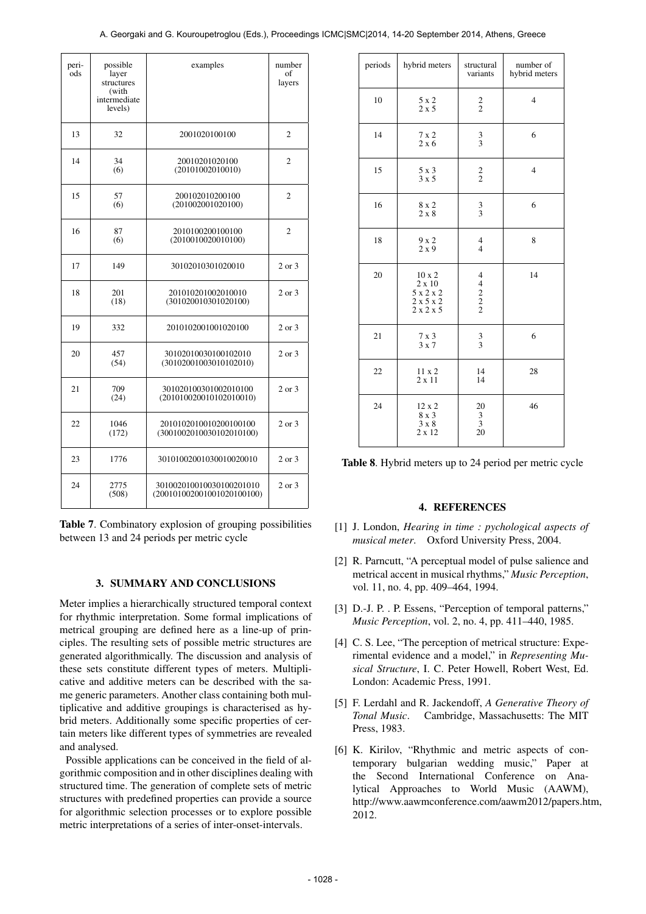| periods | possible layer structures (with intermediate levels) | examples | number of layers |
|---|---|---|---|
| 13 | 32 | 2001020100100 | 2 |
| 14 | 34 (6) | 20010201020100 (20101002010010) | 2 |
| 15 | 57 (6) | 200102010200100 (201002001020100) | 2 |
| 16 | 87 (6) | 2010100200100100 (2010010020010100) | 2 |
| 17 | 149 | 30102010301020010 | 2 or 3 |
| 18 | 201 (18) | 201010201002010010 (301020010301020100) | 2 or 3 |
| 19 | 332 | 2010102001001020100 | 2 or 3 |
| 20 | 457 (54) | 30102010030100102010 (30102001003010102010) | 2 or 3 |
| 21 | 709 (24) | 301020100301002010100 (201010020010102010010) | 2 or 3 |
| 22 | 1046 (172) | 2010102010010200100100 (3001002010030102010100) | 2 or 3 |
| 23 | 1776 | 30101002001030010020010 | 2 or 3 |
| 24 | 2775 (508) | 301002010010030100201010 (200101002001001020100100) | 2 or 3 |

**Table 7**. Combinatory explosion of grouping possibilities between 13 and 24 periods per metric cycle

| periods | hybrid meters | structural variants | number of hybrid meters |
|---|---|---|---|
| 10 | 5 x 2<br>2 x 5 | 2<br>2 | 4 |
| 14 | 7 x 2<br>2 x 6 | 3<br>3 | 6 |
| 15 | 5 x 3<br>3 x 5 | 2<br>2 | 4 |
| 16 | 8 x 2<br>2 x 8 | 3<br>3 | 6 |
| 18 | 9 x 2<br>2 x 9 | 4<br>4 | 8 |
| 20 | 10 x 2<br>2 x 10<br>5 x 2 x 2<br>2 x 5 x 2<br>2 x 2 x 5 | 4<br>4<br>2<br>2<br>2 | 14 |
| 21 | 7 x 3<br>3 x 7 | 3<br>3 | 6 |
| 22 | 11 x 2<br>2 x 11 | 14<br>14 | 28 |
| 24 | 12 x 2<br>8 x 3<br>3 x 8<br>2 x 12 | 20<br>3<br>3<br>20 | 46 |

**Table 8**. Hybrid meters up to 24 period per metric cycle

## 3. SUMMARY AND CONCLUSIONS

Meter implies a hierarchically structured temporal context for rhythmic interpretation. Some formal implications of metrical grouping are defined here as a line-up of principles. The resulting sets of possible metric structures are generated algorithmically. The discussion and analysis of these sets constitute different types of meters. Multiplicative and additive meters can be described with the same generic parameters. Another class containing both multiplicative and additive groupings is characterised as hybrid meters. Additionally some specific properties of certain meters like different types of symmetries are revealed and analysed.

Possible applications can be conceived in the field of algorithmic composition and in other disciplines dealing with structured time. The generation of complete sets of metric structures with predefined properties can provide a source for algorithmic selection processes or to explore possible metric interpretations of a series of inter-onset-intervals.

## 4. REFERENCES

[1] J. London, *Hearing in time : pychological aspects of musical meter*. Oxford University Press, 2004.

[2] R. Parncutt, "A perceptual model of pulse salience and metrical accent in musical rhythms," *Music Perception*, vol. 11, no. 4, pp. 409–464, 1994.

[3] D.-J. P. . P. Essens, "Perception of temporal patterns," *Music Perception*, vol. 2, no. 4, pp. 411–440, 1985.

[4] C. S. Lee, "The perception of metrical structure: Experimental evidence and a model," in *Representing Musical Structure*, I. C. Peter Howell, Robert West, Ed. London: Academic Press, 1991.

[5] F. Lerdahl and R. Jackendoff, *A Generative Theory of Tonal Music*. Cambridge, Massachusetts: The MIT Press, 1983.

[6] K. Kirilov, "Rhythmic and metric aspects of contemporary bulgarian wedding music," Paper at the Second International Conference on Analytical Approaches to World Music (AAWM), http://www.aawmconference.com/aawm2012/papers.htm, 2012.